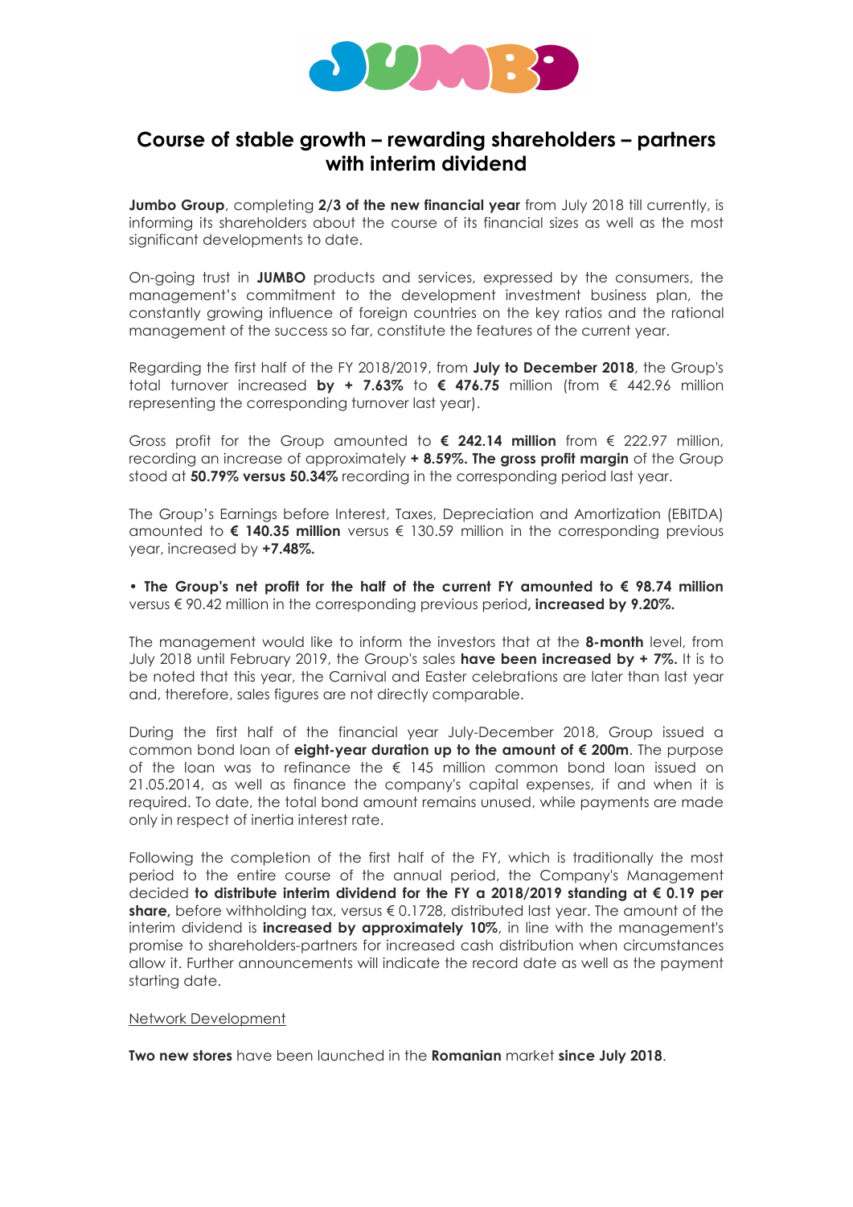# Course of stable growth – rewarding shareholders – partners with interim dividend

**Jumbo Group**, completing **2/3 of the new financial year** from July 2018 till currently, is informing its shareholders about the course of its financial sizes as well as the most significant developments to date.

On-going trust in **JUMBO** products and services, expressed by the consumers, the management's commitment to the development investment business plan, the constantly growing influence of foreign countries on the key ratios and the rational management of the success so far, constitute the features of the current year.

Regarding the first half of the FY 2018/2019, from **July to December 2018**, the Group's total turnover increased **by + 7.63%** to **€ 476.75** million (from € 442.96 million representing the corresponding turnover last year).

Gross profit for the Group amounted to **€ 242.14 million** from € 222.97 million, recording an increase of approximately **+ 8.59%. The gross profit margin** of the Group stood at **50.79% versus 50.34%** recording in the corresponding period last year.

The Group's Earnings before Interest, Taxes, Depreciation and Amortization (EBITDA) amounted to **€ 140.35 million** versus € 130.59 million in the corresponding previous year, increased by **+7.48%.**

• **The Group's net profit for the half of the current FY amounted to € 98.74 million** versus € 90.42 million in the corresponding previous period**, increased by 9.20%.**

The management would like to inform the investors that at the **8-month** level, from July 2018 until February 2019, the Group's sales **have been increased by + 7%.** It is to be noted that this year, the Carnival and Easter celebrations are later than last year and, therefore, sales figures are not directly comparable.

During the first half of the financial year July-December 2018, Group issued a common bond loan of **eight-year duration up to the amount of € 200m**. The purpose of the loan was to refinance the € 145 million common bond loan issued on 21.05.2014, as well as finance the company's capital expenses, if and when it is required. To date, the total bond amount remains unused, while payments are made only in respect of inertia interest rate.

Following the completion of the first half of the FY, which is traditionally the most period to the entire course of the annual period, the Company's Management decided **to distribute interim dividend for the FY a 2018/2019 standing at € 0.19 per share,** before withholding tax, versus € 0.1728, distributed last year. The amount of the interim dividend is **increased by approximately 10%**, in line with the management's promise to shareholders-partners for increased cash distribution when circumstances allow it. Further announcements will indicate the record date as well as the payment starting date.

<u>Network Development</u>

**Two new stores** have been launched in the **Romanian** market **since July 2018**.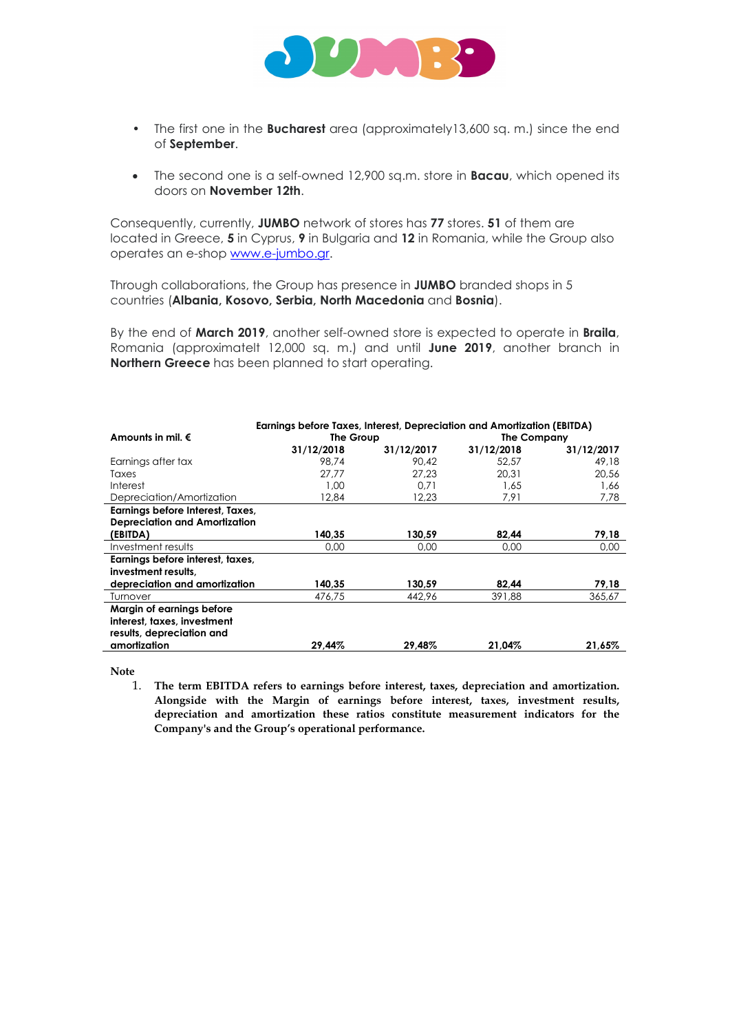- The first one in the **Bucharest** area (approximately13,600 sq. m.) since the end of **September**.

- The second one is a self-owned 12,900 sq.m. store in **Bacau**, which opened its doors on **November 12th**.

Consequently, currently, **JUMBO** network of stores has **77** stores. **51** of them are located in Greece, **5** in Cyprus, **9** in Bulgaria and **12** in Romania, while the Group also operates an e-shop www.e-jumbo.gr.

Through collaborations, the Group has presence in **JUMBO** branded shops in 5 countries (**Albania, Kosovo, Serbia, North Macedonia** and **Bosnia**).

By the end of **March 2019**, another self-owned store is expected to operate in **Braila**, Romania (approximatelt 12,000 sq. m.) and until **June 2019**, another branch in **Northern Greece** has been planned to start operating.

| | Earnings before Taxes, Interest, Depreciation and Amortization (EBITDA) | | | |
|---|---|---|---|---|
| **Amounts in mil. €** | **The Group** | | **The Company** | |
| | **31/12/2018** | **31/12/2017** | **31/12/2018** | **31/12/2017** |
| Earnings after tax | 98,74 | 90,42 | 52,57 | 49,18 |
| Taxes | 27,77 | 27,23 | 20,31 | 20,56 |
| Interest | 1,00 | 0,71 | 1,65 | 1,66 |
| Depreciation/Amortization | 12,84 | 12,23 | 7,91 | 7,78 |
| **Earnings before Interest, Taxes, Depreciation and Amortization (EBITDA)** | **140,35** | **130,59** | **82,44** | **79,18** |
| Investment results | 0,00 | 0,00 | 0,00 | 0,00 |
| **Earnings before interest, taxes, investment results, depreciation and amortization** | **140,35** | **130,59** | **82,44** | **79,18** |
| Turnover | 476,75 | 442,96 | 391,88 | 365,67 |
| **Margin of earnings before interest, taxes, investment results, depreciation and amortization** | **29,44%** | **29,48%** | **21,04%** | **21,65%** |

**Note**

1. **The term EBITDA refers to earnings before interest, taxes, depreciation and amortization. Alongside with the Margin of earnings before interest, taxes, investment results, depreciation and amortization these ratios constitute measurement indicators for the Company's and the Group's operational performance.**